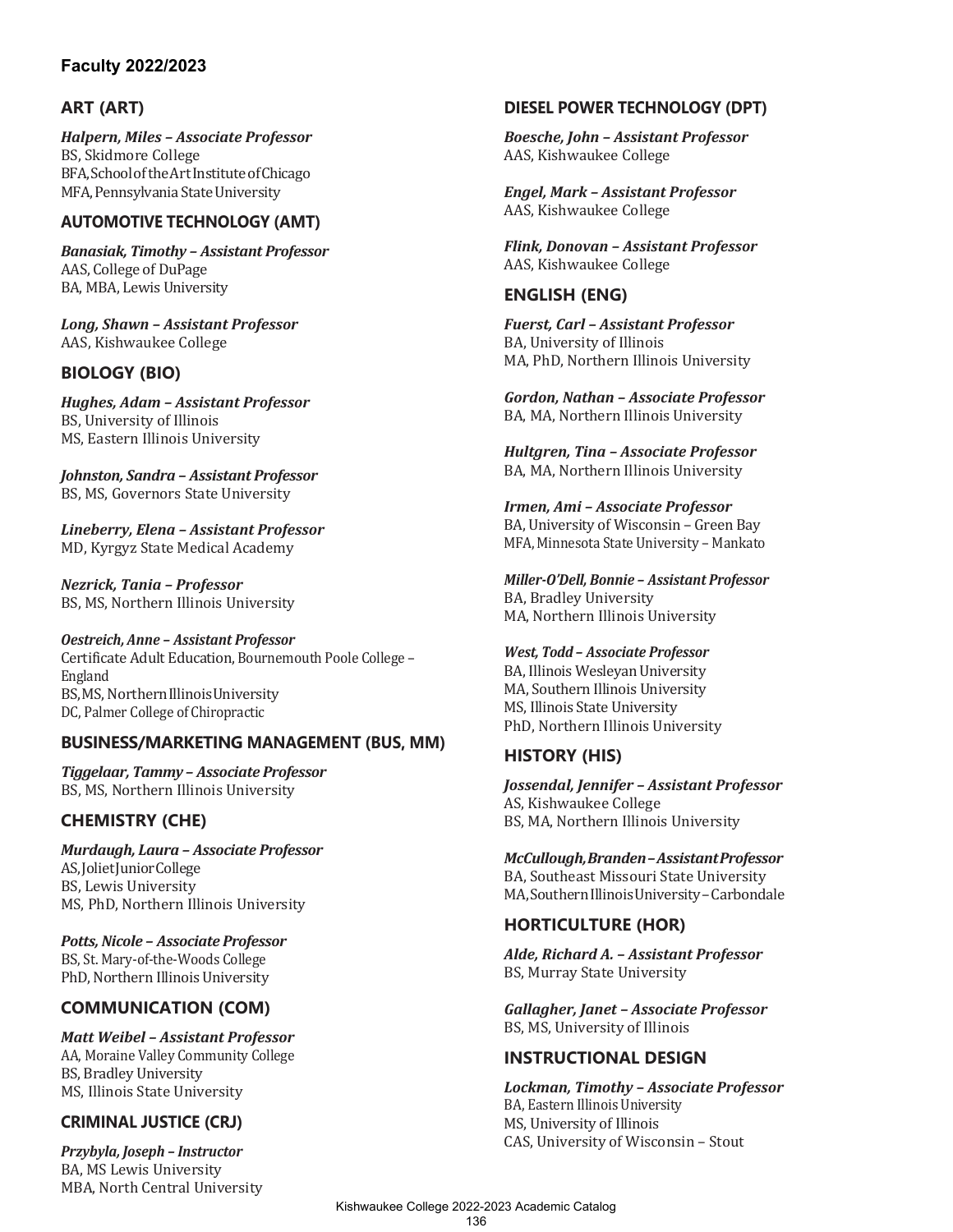# Faculty 2022/2023

## ART (ART)

***Halpern, Miles – Associate Professor***
BS, Skidmore College
BFA, School of the Art Institute of Chicago
MFA, Pennsylvania State University

## AUTOMOTIVE TECHNOLOGY (AMT)

***Banasiak, Timothy – Assistant Professor***
AAS, College of DuPage
BA, MBA, Lewis University

***Long, Shawn – Assistant Professor***
AAS, Kishwaukee College

## BIOLOGY (BIO)

***Hughes, Adam – Assistant Professor***
BS, University of Illinois
MS, Eastern Illinois University

***Johnston, Sandra – Assistant Professor***
BS, MS, Governors State University

***Lineberry, Elena – Assistant Professor***
MD, Kyrgyz State Medical Academy

***Nezrick, Tania – Professor***
BS, MS, Northern Illinois University

***Oestreich, Anne – Assistant Professor***
Certificate Adult Education, Bournemouth Poole College – England
BS, MS, Northern Illinois University
DC, Palmer College of Chiropractic

## BUSINESS/MARKETING MANAGEMENT (BUS, MM)

***Tiggelaar, Tammy – Associate Professor***
BS, MS, Northern Illinois University

## CHEMISTRY (CHE)

***Murdaugh, Laura – Associate Professor***
AS, Joliet Junior College
BS, Lewis University
MS, PhD, Northern Illinois University

***Potts, Nicole – Associate Professor***
BS, St. Mary-of-the-Woods College
PhD, Northern Illinois University

## COMMUNICATION (COM)

***Matt Weibel – Assistant Professor***
AA, Moraine Valley Community College
BS, Bradley University
MS, Illinois State University

## CRIMINAL JUSTICE (CRJ)

***Przybyla, Joseph – Instructor***
BA, MS Lewis University
MBA, North Central University

## DIESEL POWER TECHNOLOGY (DPT)

***Boesche, John – Assistant Professor***
AAS, Kishwaukee College

***Engel, Mark – Assistant Professor***
AAS, Kishwaukee College

***Flink, Donovan – Assistant Professor***
AAS, Kishwaukee College

## ENGLISH (ENG)

***Fuerst, Carl – Assistant Professor***
BA, University of Illinois
MA, PhD, Northern Illinois University

***Gordon, Nathan – Associate Professor***
BA, MA, Northern Illinois University

***Hultgren, Tina – Associate Professor***
BA, MA, Northern Illinois University

***Irmen, Ami – Associate Professor***
BA, University of Wisconsin – Green Bay
MFA, Minnesota State University – Mankato

***Miller-O'Dell, Bonnie – Assistant Professor***
BA, Bradley University
MA, Northern Illinois University

***West, Todd – Associate Professor***
BA, Illinois Wesleyan University
MA, Southern Illinois University
MS, Illinois State University
PhD, Northern Illinois University

## HISTORY (HIS)

***Jossendal, Jennifer – Assistant Professor***
AS, Kishwaukee College
BS, MA, Northern Illinois University

***McCullough, Branden – Assistant Professor***
BA, Southeast Missouri State University
MA, Southern Illinois University – Carbondale

## HORTICULTURE (HOR)

***Alde, Richard A. – Assistant Professor***
BS, Murray State University

***Gallagher, Janet – Associate Professor***
BS, MS, University of Illinois

## INSTRUCTIONAL DESIGN

***Lockman, Timothy – Associate Professor***
BA, Eastern Illinois University
MS, University of Illinois
CAS, University of Wisconsin – Stout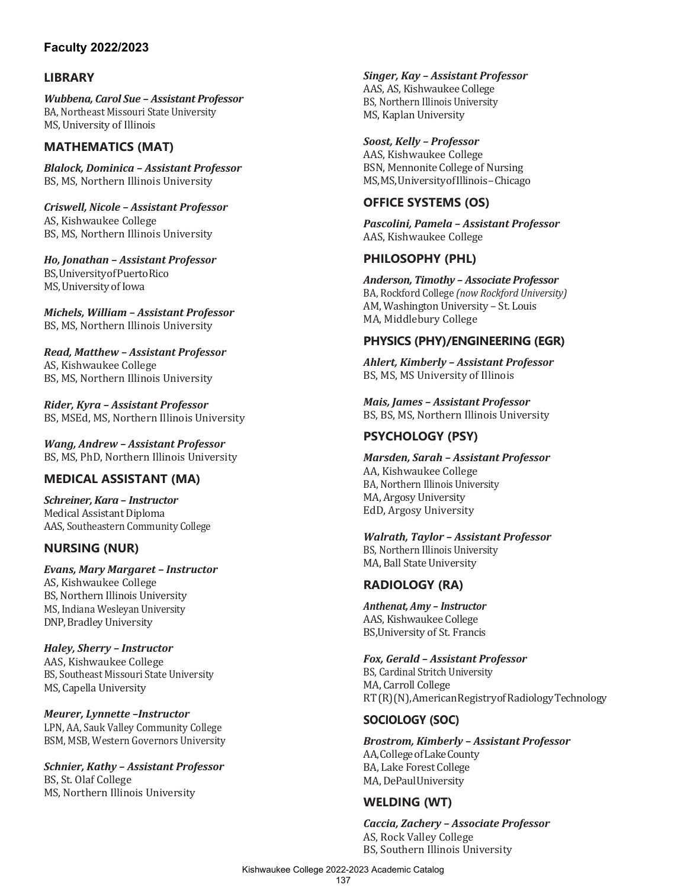## Faculty 2022/2023

### LIBRARY

***Wubbena, Carol Sue – Assistant Professor***
BA, Northeast Missouri State University
MS, University of Illinois

### MATHEMATICS (MAT)

***Blalock, Dominica – Assistant Professor***
BS, MS, Northern Illinois University

***Criswell, Nicole – Assistant Professor***
AS, Kishwaukee College
BS, MS, Northern Illinois University

***Ho, Jonathan – Assistant Professor***
BS, University of Puerto Rico
MS, University of Iowa

***Michels, William – Assistant Professor***
BS, MS, Northern Illinois University

***Read, Matthew – Assistant Professor***
AS, Kishwaukee College
BS, MS, Northern Illinois University

***Rider, Kyra – Assistant Professor***
BS, MSEd, MS, Northern Illinois University

***Wang, Andrew – Assistant Professor***
BS, MS, PhD, Northern Illinois University

### MEDICAL ASSISTANT (MA)

***Schreiner, Kara – Instructor***
Medical Assistant Diploma
AAS, Southeastern Community College

### NURSING (NUR)

***Evans, Mary Margaret – Instructor***
AS, Kishwaukee College
BS, Northern Illinois University
MS, Indiana Wesleyan University
DNP, Bradley University

***Haley, Sherry – Instructor***
AAS, Kishwaukee College
BS, Southeast Missouri State University
MS, Capella University

***Meurer, Lynnette –Instructor***
LPN, AA, Sauk Valley Community College
BSM, MSB, Western Governors University

***Schnier, Kathy – Assistant Professor***
BS, St. Olaf College
MS, Northern Illinois University

***Singer, Kay – Assistant Professor***
AAS, AS, Kishwaukee College
BS, Northern Illinois University
MS, Kaplan University

***Soost, Kelly – Professor***
AAS, Kishwaukee College
BSN, Mennonite College of Nursing
MS, MS, University of Illinois – Chicago

### OFFICE SYSTEMS (OS)

***Pascolini, Pamela – Assistant Professor***
AAS, Kishwaukee College

### PHILOSOPHY (PHL)

***Anderson, Timothy – Associate Professor***
BA, Rockford College *(now Rockford University)*
AM, Washington University – St. Louis
MA, Middlebury College

### PHYSICS (PHY)/ENGINEERING (EGR)

***Ahlert, Kimberly – Assistant Professor***
BS, MS, MS University of Illinois

***Mais, James – Assistant Professor***
BS, BS, MS, Northern Illinois University

### PSYCHOLOGY (PSY)

***Marsden, Sarah – Assistant Professor***
AA, Kishwaukee College
BA, Northern Illinois University
MA, Argosy University
EdD, Argosy University

***Walrath, Taylor – Assistant Professor***
BS, Northern Illinois University
MA, Ball State University

### RADIOLOGY (RA)

***Anthenat, Amy – Instructor***
AAS, Kishwaukee College
BS, University of St. Francis

***Fox, Gerald – Assistant Professor***
BS, Cardinal Stritch University
MA, Carroll College
RT (R)(N), American Registry of Radiology Technology

### SOCIOLOGY (SOC)

***Brostrom, Kimberly – Assistant Professor***
AA, College of Lake County
BA, Lake Forest College
MA, DePaul University

### WELDING (WT)

***Caccia, Zachery – Associate Professor***
AS, Rock Valley College
BS, Southern Illinois University